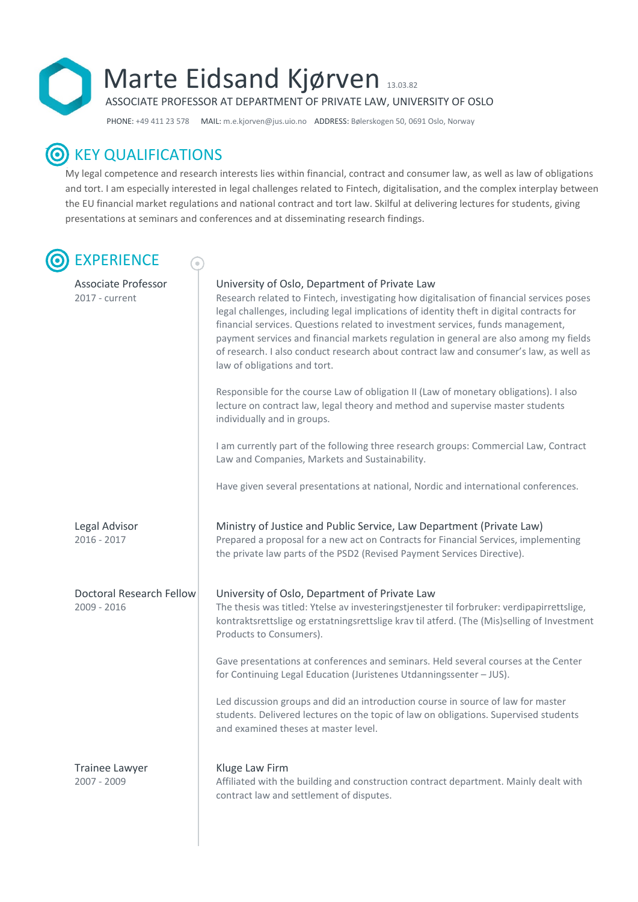# Marte Eidsand Kjørven 13.03.82

ASSOCIATE PROFESSOR AT DEPARTMENT OF PRIVATE LAW, UNIVERSITY OF OSLO

**PHONE:** +49 411 23 578 **MAIL:** m.e.kjorven@jus.uio.no **ADDRESS:** Bølerskogen 50, 0691 Oslo, Norway

## KEY QUALIFICATIONS

My legal competence and research interests lies within financial, contract and consumer law, as well as law of obligations and tort. I am especially interested in legal challenges related to Fintech, digitalisation, and the complex interplay between the EU financial market regulations and national contract and tort law. Skilful at delivering lectures for students, giving presentations at seminars and conferences and at disseminating research findings.

## EXPERIENCE

**Associate Professor**
2017 - current

**University of Oslo, Department of Private Law**

Research related to Fintech, investigating how digitalisation of financial services poses legal challenges, including legal implications of identity theft in digital contracts for financial services. Questions related to investment services, funds management, payment services and financial markets regulation in general are also among my fields of research. I also conduct research about contract law and consumer's law, as well as law of obligations and tort.

Responsible for the course Law of obligation II (Law of monetary obligations). I also lecture on contract law, legal theory and method and supervise master students individually and in groups.

I am currently part of the following three research groups: Commercial Law, Contract Law and Companies, Markets and Sustainability.

Have given several presentations at national, Nordic and international conferences.

**Legal Advisor**
2016 - 2017

**Ministry of Justice and Public Service, Law Department (Private Law)**

Prepared a proposal for a new act on Contracts for Financial Services, implementing the private law parts of the PSD2 (Revised Payment Services Directive).

**Doctoral Research Fellow**
2009 - 2016

**University of Oslo, Department of Private Law**

The thesis was titled: Ytelse av investeringstjenester til forbruker: verdipapirrettslige, kontraktsrettslige og erstatningsrettslige krav til atferd. (The (Mis)selling of Investment Products to Consumers).

Gave presentations at conferences and seminars. Held several courses at the Center for Continuing Legal Education (Juristenes Utdanningssenter – JUS).

Led discussion groups and did an introduction course in source of law for master students. Delivered lectures on the topic of law on obligations. Supervised students and examined theses at master level.

**Trainee Lawyer**
2007 - 2009

**Kluge Law Firm**

Affiliated with the building and construction contract department. Mainly dealt with contract law and settlement of disputes.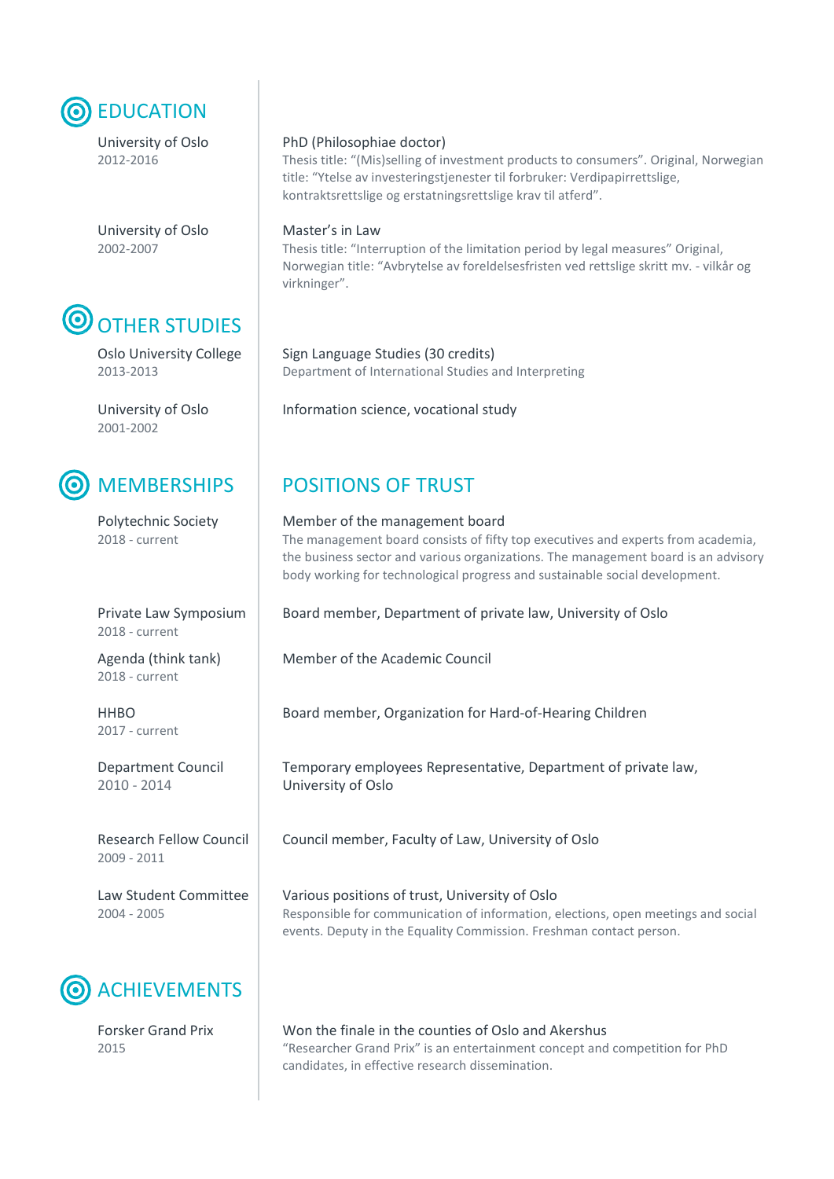## EDUCATION

**University of Oslo**
2012-2016

PhD (Philosophiae doctor)
Thesis title: "(Mis)selling of investment products to consumers". Original, Norwegian title: "Ytelse av investeringstjenester til forbruker: Verdipapirrettslige, kontraktsrettslige og erstatningsrettslige krav til atferd".

**University of Oslo**
2002-2007

Master's in Law
Thesis title: "Interruption of the limitation period by legal measures" Original, Norwegian title: "Avbrytelse av foreldelsesfristen ved rettslige skritt mv. - vilkår og virkninger".

## OTHER STUDIES

**Oslo University College**
2013-2013

Sign Language Studies (30 credits)
Department of International Studies and Interpreting

**University of Oslo**
2001-2002

Information science, vocational study

## MEMBERSHIPS

## POSITIONS OF TRUST

**Polytechnic Society**
2018 - current

Member of the management board
The management board consists of fifty top executives and experts from academia, the business sector and various organizations. The management board is an advisory body working for technological progress and sustainable social development.

**Private Law Symposium**
2018 - current

Board member, Department of private law, University of Oslo

**Agenda (think tank)**
2018 - current

Member of the Academic Council

**HHBO**
2017 - current

Board member, Organization for Hard-of-Hearing Children

**Department Council**
2010 - 2014

Temporary employees Representative, Department of private law, University of Oslo

**Research Fellow Council**
2009 - 2011

Council member, Faculty of Law, University of Oslo

**Law Student Committee**
2004 - 2005

Various positions of trust, University of Oslo
Responsible for communication of information, elections, open meetings and social events. Deputy in the Equality Commission. Freshman contact person.

## ACHIEVEMENTS

**Forsker Grand Prix**
2015

Won the finale in the counties of Oslo and Akershus
"Researcher Grand Prix" is an entertainment concept and competition for PhD candidates, in effective research dissemination.